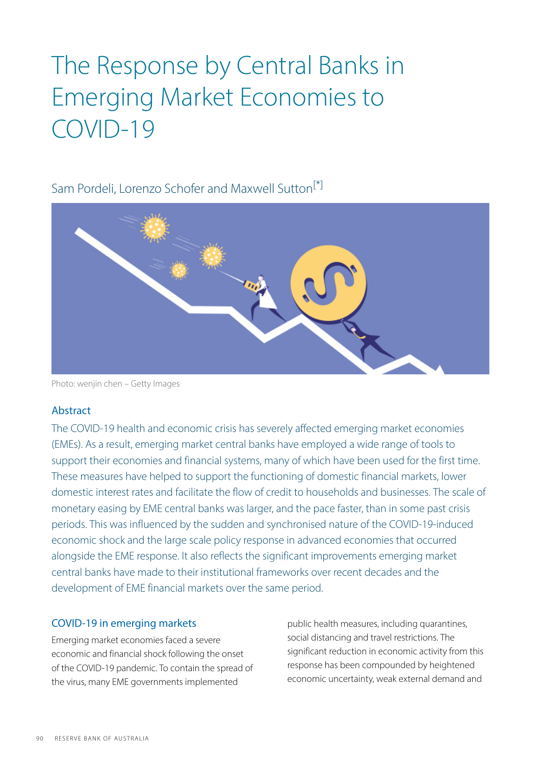# The Response by Central Banks in Emerging Market Economies to COVID-19

Sam Pordeli, Lorenzo Schofer and Maxwell Sutton[*]

Photo: wenjin chen – Getty Images

## Abstract

The COVID-19 health and economic crisis has severely affected emerging market economies (EMEs). As a result, emerging market central banks have employed a wide range of tools to support their economies and financial systems, many of which have been used for the first time. These measures have helped to support the functioning of domestic financial markets, lower domestic interest rates and facilitate the flow of credit to households and businesses. The scale of monetary easing by EME central banks was larger, and the pace faster, than in some past crisis periods. This was influenced by the sudden and synchronised nature of the COVID-19-induced economic shock and the large scale policy response in advanced economies that occurred alongside the EME response. It also reflects the significant improvements emerging market central banks have made to their institutional frameworks over recent decades and the development of EME financial markets over the same period.

## COVID-19 in emerging markets

Emerging market economies faced a severe economic and financial shock following the onset of the COVID-19 pandemic. To contain the spread of the virus, many EME governments implemented public health measures, including quarantines, social distancing and travel restrictions. The significant reduction in economic activity from this response has been compounded by heightened economic uncertainty, weak external demand and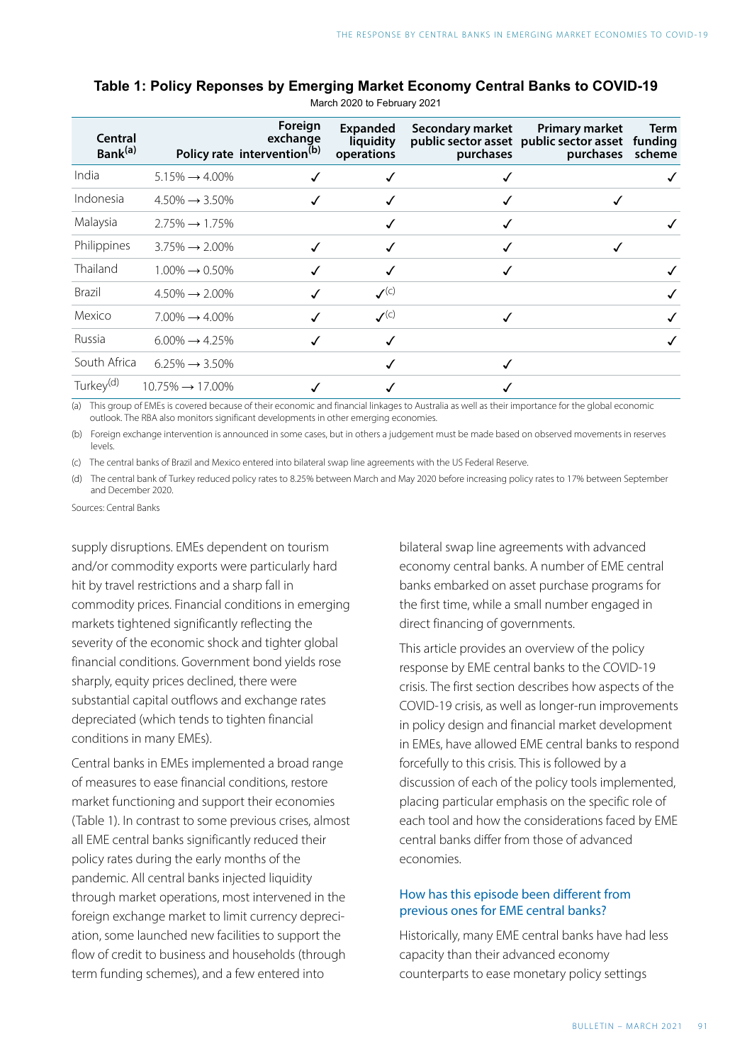**Table 1: Policy Reponses by Emerging Market Economy Central Banks to COVID-19**

March 2020 to February 2021

| Central Bank[(a)] | Policy rate | Foreign exchange intervention[(b)] | Expanded liquidity operations | Secondary market public sector asset purchases | Primary market public sector asset purchases | Term funding scheme |
|---|---|---|---|---|---|---|
| India | 5.15% → 4.00% | ✓ | ✓ | ✓ | | ✓ |
| Indonesia | 4.50% → 3.50% | ✓ | ✓ | ✓ | ✓ | |
| Malaysia | 2.75% → 1.75% | | ✓ | ✓ | | ✓ |
| Philippines | 3.75% → 2.00% | ✓ | ✓ | ✓ | ✓ | |
| Thailand | 1.00% → 0.50% | ✓ | ✓ | ✓ | | ✓ |
| Brazil | 4.50% → 2.00% | ✓ | ✓[(c)] | | | ✓ |
| Mexico | 7.00% → 4.00% | ✓ | ✓[(c)] | ✓ | | ✓ |
| Russia | 6.00% → 4.25% | ✓ | ✓ | | | ✓ |
| South Africa | 6.25% → 3.50% | | ✓ | ✓ | | |
| Turkey[(d)] | 10.75% → 17.00% | ✓ | ✓ | ✓ | | |

(a) This group of EMEs is covered because of their economic and financial linkages to Australia as well as their importance for the global economic outlook. The RBA also monitors significant developments in other emerging economies.

(b) Foreign exchange intervention is announced in some cases, but in others a judgement must be made based on observed movements in reserves levels.

(c) The central banks of Brazil and Mexico entered into bilateral swap line agreements with the US Federal Reserve.

(d) The central bank of Turkey reduced policy rates to 8.25% between March and May 2020 before increasing policy rates to 17% between September and December 2020.

Sources: Central Banks

supply disruptions. EMEs dependent on tourism and/or commodity exports were particularly hard hit by travel restrictions and a sharp fall in commodity prices. Financial conditions in emerging markets tightened significantly reflecting the severity of the economic shock and tighter global financial conditions. Government bond yields rose sharply, equity prices declined, there were substantial capital outflows and exchange rates depreciated (which tends to tighten financial conditions in many EMEs).

Central banks in EMEs implemented a broad range of measures to ease financial conditions, restore market functioning and support their economies (Table 1). In contrast to some previous crises, almost all EME central banks significantly reduced their policy rates during the early months of the pandemic. All central banks injected liquidity through market operations, most intervened in the foreign exchange market to limit currency depreciation, some launched new facilities to support the flow of credit to business and households (through term funding schemes), and a few entered into bilateral swap line agreements with advanced economy central banks. A number of EME central banks embarked on asset purchase programs for the first time, while a small number engaged in direct financing of governments.

This article provides an overview of the policy response by EME central banks to the COVID-19 crisis. The first section describes how aspects of the COVID-19 crisis, as well as longer-run improvements in policy design and financial market development in EMEs, have allowed EME central banks to respond forcefully to this crisis. This is followed by a discussion of each of the policy tools implemented, placing particular emphasis on the specific role of each tool and how the considerations faced by EME central banks differ from those of advanced economies.

## How has this episode been different from previous ones for EME central banks?

Historically, many EME central banks have had less capacity than their advanced economy counterparts to ease monetary policy settings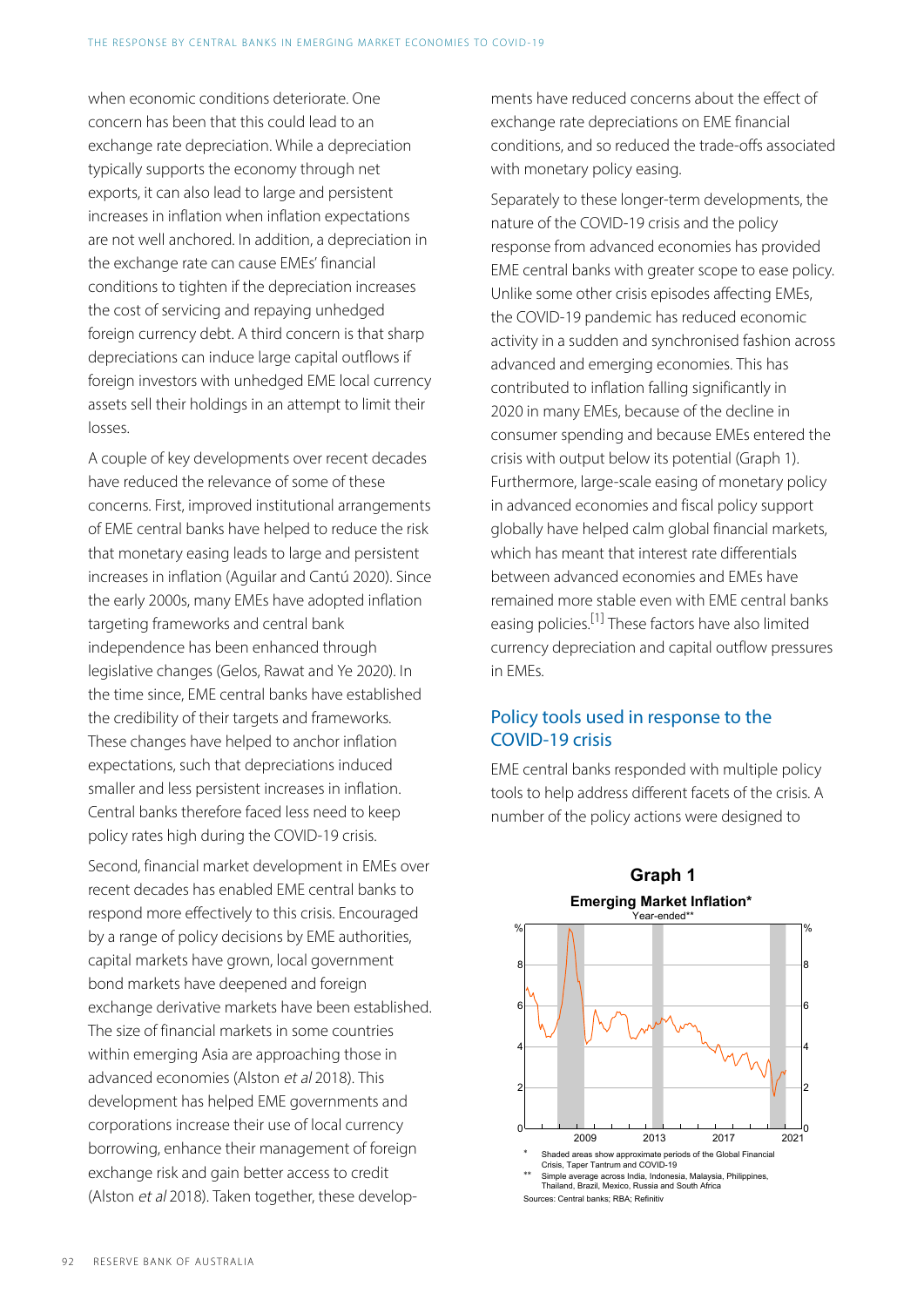when economic conditions deteriorate. One concern has been that this could lead to an exchange rate depreciation. While a depreciation typically supports the economy through net exports, it can also lead to large and persistent increases in inflation when inflation expectations are not well anchored. In addition, a depreciation in the exchange rate can cause EMEs' financial conditions to tighten if the depreciation increases the cost of servicing and repaying unhedged foreign currency debt. A third concern is that sharp depreciations can induce large capital outflows if foreign investors with unhedged EME local currency assets sell their holdings in an attempt to limit their losses.

A couple of key developments over recent decades have reduced the relevance of some of these concerns. First, improved institutional arrangements of EME central banks have helped to reduce the risk that monetary easing leads to large and persistent increases in inflation (Aguilar and Cantú 2020). Since the early 2000s, many EMEs have adopted inflation targeting frameworks and central bank independence has been enhanced through legislative changes (Gelos, Rawat and Ye 2020). In the time since, EME central banks have established the credibility of their targets and frameworks. These changes have helped to anchor inflation expectations, such that depreciations induced smaller and less persistent increases in inflation. Central banks therefore faced less need to keep policy rates high during the COVID-19 crisis.

Second, financial market development in EMEs over recent decades has enabled EME central banks to respond more effectively to this crisis. Encouraged by a range of policy decisions by EME authorities, capital markets have grown, local government bond markets have deepened and foreign exchange derivative markets have been established. The size of financial markets in some countries within emerging Asia are approaching those in advanced economies (Alston *et al* 2018). This development has helped EME governments and corporations increase their use of local currency borrowing, enhance their management of foreign exchange risk and gain better access to credit (Alston *et al* 2018). Taken together, these developments have reduced concerns about the effect of exchange rate depreciations on EME financial conditions, and so reduced the trade-offs associated with monetary policy easing.

Separately to these longer-term developments, the nature of the COVID-19 crisis and the policy response from advanced economies has provided EME central banks with greater scope to ease policy. Unlike some other crisis episodes affecting EMEs, the COVID-19 pandemic has reduced economic activity in a sudden and synchronised fashion across advanced and emerging economies. This has contributed to inflation falling significantly in 2020 in many EMEs, because of the decline in consumer spending and because EMEs entered the crisis with output below its potential (Graph 1). Furthermore, large-scale easing of monetary policy in advanced economies and fiscal policy support globally have helped calm global financial markets, which has meant that interest rate differentials between advanced economies and EMEs have remained more stable even with EME central banks easing policies.[1] These factors have also limited currency depreciation and capital outflow pressures in EMEs.

## Policy tools used in response to the COVID-19 crisis

EME central banks responded with multiple policy tools to help address different facets of the crisis. A number of the policy actions were designed to

**Graph 1**

**Emerging Market Inflation***

Year-ended**

\* Shaded areas show approximate periods of the Global Financial Crisis, Taper Tantrum and COVID-19

\*\* Simple average across India, Indonesia, Malaysia, Philippines, Thailand, Brazil, Mexico, Russia and South Africa

Sources: Central banks; RBA; Refinitiv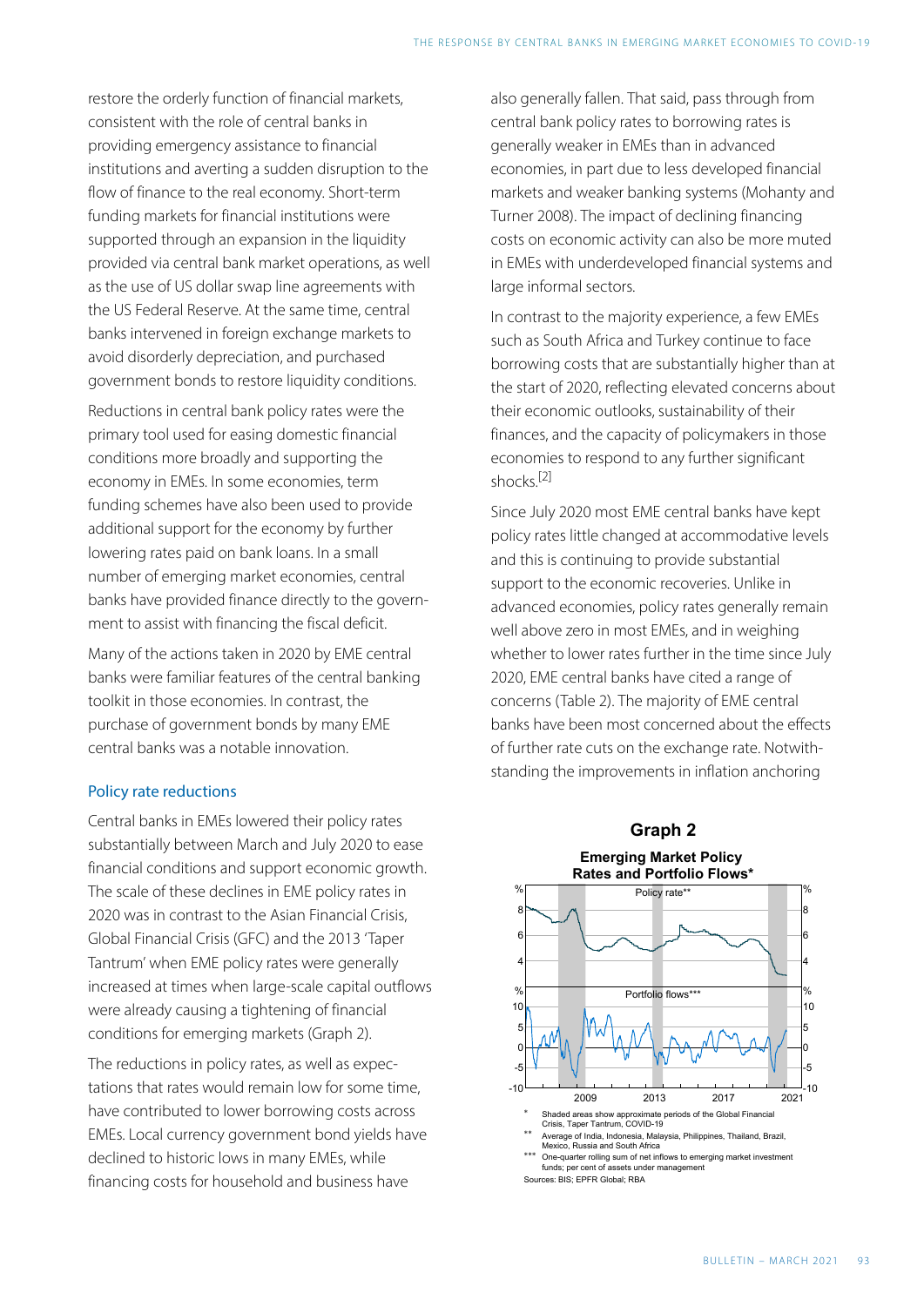restore the orderly function of financial markets, consistent with the role of central banks in providing emergency assistance to financial institutions and averting a sudden disruption to the flow of finance to the real economy. Short-term funding markets for financial institutions were supported through an expansion in the liquidity provided via central bank market operations, as well as the use of US dollar swap line agreements with the US Federal Reserve. At the same time, central banks intervened in foreign exchange markets to avoid disorderly depreciation, and purchased government bonds to restore liquidity conditions.

Reductions in central bank policy rates were the primary tool used for easing domestic financial conditions more broadly and supporting the economy in EMEs. In some economies, term funding schemes have also been used to provide additional support for the economy by further lowering rates paid on bank loans. In a small number of emerging market economies, central banks have provided finance directly to the government to assist with financing the fiscal deficit.

Many of the actions taken in 2020 by EME central banks were familiar features of the central banking toolkit in those economies. In contrast, the purchase of government bonds by many EME central banks was a notable innovation.

## Policy rate reductions

Central banks in EMEs lowered their policy rates substantially between March and July 2020 to ease financial conditions and support economic growth. The scale of these declines in EME policy rates in 2020 was in contrast to the Asian Financial Crisis, Global Financial Crisis (GFC) and the 2013 'Taper Tantrum' when EME policy rates were generally increased at times when large-scale capital outflows were already causing a tightening of financial conditions for emerging markets (Graph 2).

The reductions in policy rates, as well as expectations that rates would remain low for some time, have contributed to lower borrowing costs across EMEs. Local currency government bond yields have declined to historic lows in many EMEs, while financing costs for household and business have also generally fallen. That said, pass through from central bank policy rates to borrowing rates is generally weaker in EMEs than in advanced economies, in part due to less developed financial markets and weaker banking systems (Mohanty and Turner 2008). The impact of declining financing costs on economic activity can also be more muted in EMEs with underdeveloped financial systems and large informal sectors.

In contrast to the majority experience, a few EMEs such as South Africa and Turkey continue to face borrowing costs that are substantially higher than at the start of 2020, reflecting elevated concerns about their economic outlooks, sustainability of their finances, and the capacity of policymakers in those economies to respond to any further significant shocks.[2]

Since July 2020 most EME central banks have kept policy rates little changed at accommodative levels and this is continuing to provide substantial support to the economic recoveries. Unlike in advanced economies, policy rates generally remain well above zero in most EMEs, and in weighing whether to lower rates further in the time since July 2020, EME central banks have cited a range of concerns (Table 2). The majority of EME central banks have been most concerned about the effects of further rate cuts on the exchange rate. Notwithstanding the improvements in inflation anchoring

**Graph 2**

**Emerging Market Policy Rates and Portfolio Flows***

\* Shaded areas show approximate periods of the Global Financial Crisis, Taper Tantrum, COVID-19

\*\* Average of India, Indonesia, Malaysia, Philippines, Thailand, Brazil, Mexico, Russia and South Africa

\*\*\* One-quarter rolling sum of net inflows to emerging market investment funds; per cent of assets under management

Sources: BIS; EPFR Global; RBA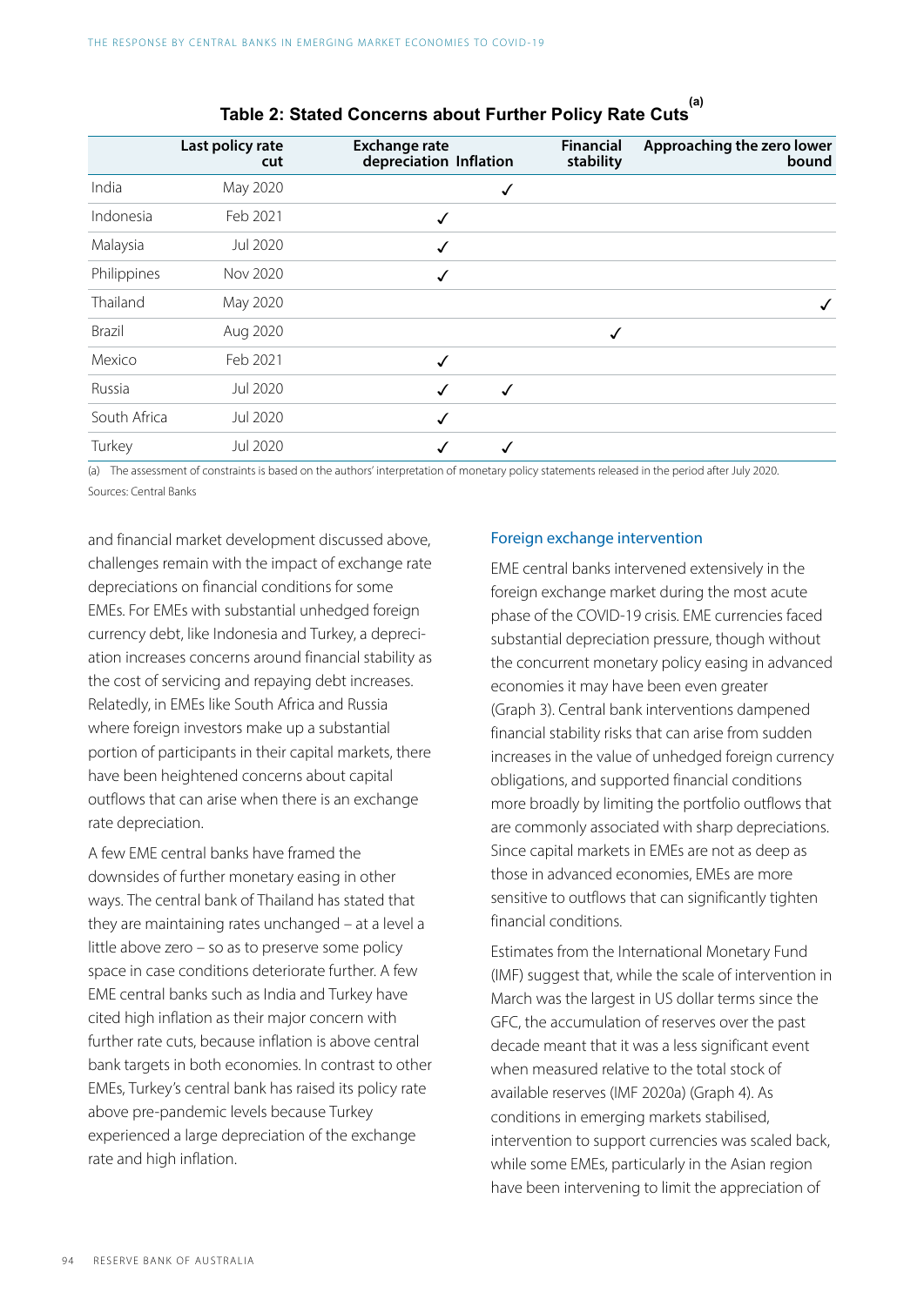**Table 2: Stated Concerns about Further Policy Rate Cuts**[(a)]

| | Last policy rate cut | Exchange rate depreciation | Inflation | Financial stability | Approaching the zero lower bound |
|---|---|---|---|---|---|
| India | May 2020 | | ✓ | | |
| Indonesia | Feb 2021 | ✓ | | | |
| Malaysia | Jul 2020 | ✓ | | | |
| Philippines | Nov 2020 | ✓ | | | |
| Thailand | May 2020 | | | | ✓ |
| Brazil | Aug 2020 | | | ✓ | |
| Mexico | Feb 2021 | ✓ | | | |
| Russia | Jul 2020 | ✓ | ✓ | | |
| South Africa | Jul 2020 | ✓ | | | |
| Turkey | Jul 2020 | ✓ | ✓ | | |

(a) The assessment of constraints is based on the authors' interpretation of monetary policy statements released in the period after July 2020.

Sources: Central Banks

and financial market development discussed above, challenges remain with the impact of exchange rate depreciations on financial conditions for some EMEs. For EMEs with substantial unhedged foreign currency debt, like Indonesia and Turkey, a depreciation increases concerns around financial stability as the cost of servicing and repaying debt increases. Relatedly, in EMEs like South Africa and Russia where foreign investors make up a substantial portion of participants in their capital markets, there have been heightened concerns about capital outflows that can arise when there is an exchange rate depreciation.

A few EME central banks have framed the downsides of further monetary easing in other ways. The central bank of Thailand has stated that they are maintaining rates unchanged – at a level a little above zero – so as to preserve some policy space in case conditions deteriorate further. A few EME central banks such as India and Turkey have cited high inflation as their major concern with further rate cuts, because inflation is above central bank targets in both economies. In contrast to other EMEs, Turkey's central bank has raised its policy rate above pre-pandemic levels because Turkey experienced a large depreciation of the exchange rate and high inflation.

### Foreign exchange intervention

EME central banks intervened extensively in the foreign exchange market during the most acute phase of the COVID-19 crisis. EME currencies faced substantial depreciation pressure, though without the concurrent monetary policy easing in advanced economies it may have been even greater (Graph 3). Central bank interventions dampened financial stability risks that can arise from sudden increases in the value of unhedged foreign currency obligations, and supported financial conditions more broadly by limiting the portfolio outflows that are commonly associated with sharp depreciations. Since capital markets in EMEs are not as deep as those in advanced economies, EMEs are more sensitive to outflows that can significantly tighten financial conditions.

Estimates from the International Monetary Fund (IMF) suggest that, while the scale of intervention in March was the largest in US dollar terms since the GFC, the accumulation of reserves over the past decade meant that it was a less significant event when measured relative to the total stock of available reserves (IMF 2020a) (Graph 4). As conditions in emerging markets stabilised, intervention to support currencies was scaled back, while some EMEs, particularly in the Asian region have been intervening to limit the appreciation of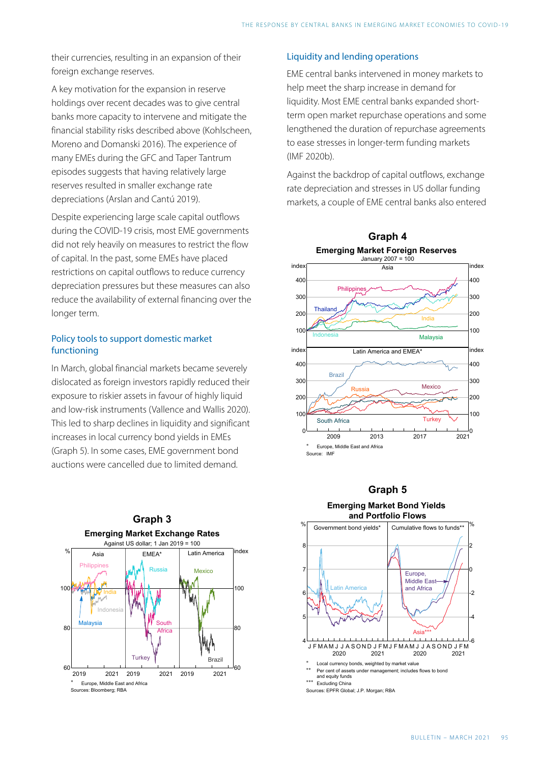their currencies, resulting in an expansion of their foreign exchange reserves.

A key motivation for the expansion in reserve holdings over recent decades was to give central banks more capacity to intervene and mitigate the financial stability risks described above (Kohlscheen, Moreno and Domanski 2016). The experience of many EMEs during the GFC and Taper Tantrum episodes suggests that having relatively large reserves resulted in smaller exchange rate depreciations (Arslan and Cantú 2019).

Despite experiencing large scale capital outflows during the COVID-19 crisis, most EME governments did not rely heavily on measures to restrict the flow of capital. In the past, some EMEs have placed restrictions on capital outflows to reduce currency depreciation pressures but these measures can also reduce the availability of external financing over the longer term.

## Policy tools to support domestic market functioning

In March, global financial markets became severely dislocated as foreign investors rapidly reduced their exposure to riskier assets in favour of highly liquid and low-risk instruments (Vallence and Wallis 2020). This led to sharp declines in liquidity and significant increases in local currency bond yields in EMEs (Graph 5). In some cases, EME government bond auctions were cancelled due to limited demand.

**Graph 3**
**Emerging Market Exchange Rates**
Against US dollar; 1 Jan 2019 = 100

\* Europe, Middle East and Africa
Sources: Bloomberg; RBA

## Liquidity and lending operations

EME central banks intervened in money markets to help meet the sharp increase in demand for liquidity. Most EME central banks expanded short-term open market repurchase operations and some lengthened the duration of repurchase agreements to ease stresses in longer-term funding markets (IMF 2020b).

Against the backdrop of capital outflows, exchange rate depreciation and stresses in US dollar funding markets, a couple of EME central banks also entered

**Graph 4**
**Emerging Market Foreign Reserves**
January 2007 = 100

\* Europe, Middle East and Africa
Source: IMF

**Graph 5**
**Emerging Market Bond Yields and Portfolio Flows**

\* Local currency bonds, weighted by market value
\*\* Per cent of assets under management; includes flows to bond and equity funds
\*\*\* Excluding China
Sources: EPFR Global; J.P. Morgan; RBA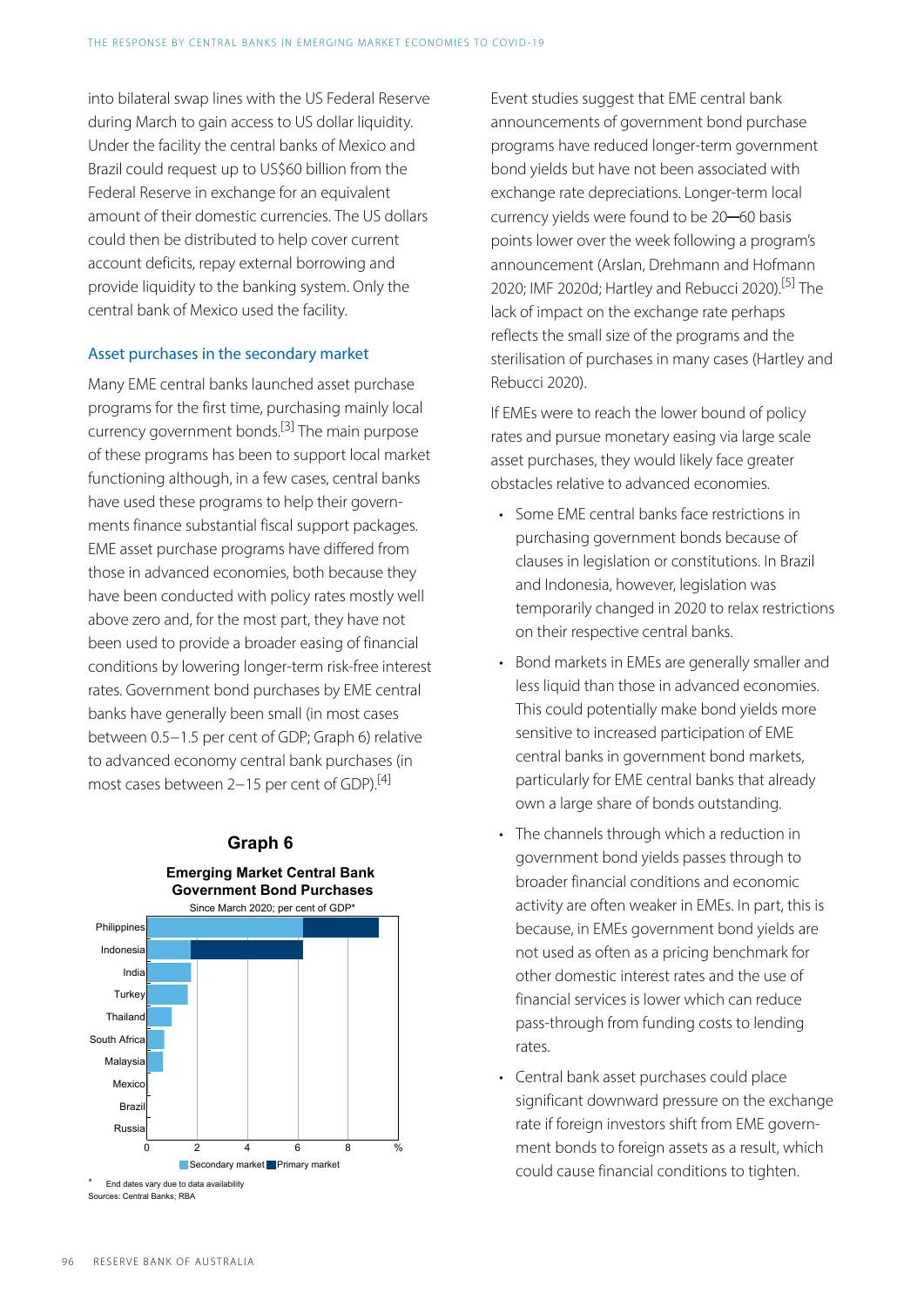into bilateral swap lines with the US Federal Reserve during March to gain access to US dollar liquidity. Under the facility the central banks of Mexico and Brazil could request up to US$60 billion from the Federal Reserve in exchange for an equivalent amount of their domestic currencies. The US dollars could then be distributed to help cover current account deficits, repay external borrowing and provide liquidity to the banking system. Only the central bank of Mexico used the facility.

### Asset purchases in the secondary market

Many EME central banks launched asset purchase programs for the first time, purchasing mainly local currency government bonds.[3] The main purpose of these programs has been to support local market functioning although, in a few cases, central banks have used these programs to help their governments finance substantial fiscal support packages. EME asset purchase programs have differed from those in advanced economies, both because they have been conducted with policy rates mostly well above zero and, for the most part, they have not been used to provide a broader easing of financial conditions by lowering longer-term risk-free interest rates. Government bond purchases by EME central banks have generally been small (in most cases between 0.5–1.5 per cent of GDP; Graph 6) relative to advanced economy central bank purchases (in most cases between 2–15 per cent of GDP).[4]

**Graph 6**

**Emerging Market Central Bank Government Bond Purchases**

Since March 2020; per cent of GDP*

| Country | Secondary market | Primary market |
|---|---|---|
| Philippines | ~6.2 | ~3.0 |
| Indonesia | ~1.7 | ~4.5 |
| India | ~1.7 | |
| Turkey | ~1.6 | |
| Thailand | ~1.0 | |
| South Africa | ~0.7 | |
| Malaysia | ~0.6 | |
| Mexico | ~0.0 | |
| Brazil | ~0.0 | |
| Russia | ~0.0 | |

\* End dates vary due to data availability

Sources: Central Banks; RBA

Event studies suggest that EME central bank announcements of government bond purchase programs have reduced longer-term government bond yields but have not been associated with exchange rate depreciations. Longer-term local currency yields were found to be 20–60 basis points lower over the week following a program's announcement (Arslan, Drehmann and Hofmann 2020; IMF 2020d; Hartley and Rebucci 2020).[5] The lack of impact on the exchange rate perhaps reflects the small size of the programs and the sterilisation of purchases in many cases (Hartley and Rebucci 2020).

If EMEs were to reach the lower bound of policy rates and pursue monetary easing via large scale asset purchases, they would likely face greater obstacles relative to advanced economies.

- Some EME central banks face restrictions in purchasing government bonds because of clauses in legislation or constitutions. In Brazil and Indonesia, however, legislation was temporarily changed in 2020 to relax restrictions on their respective central banks.
- Bond markets in EMEs are generally smaller and less liquid than those in advanced economies. This could potentially make bond yields more sensitive to increased participation of EME central banks in government bond markets, particularly for EME central banks that already own a large share of bonds outstanding.
- The channels through which a reduction in government bond yields passes through to broader financial conditions and economic activity are often weaker in EMEs. In part, this is because, in EMEs government bond yields are not used as often as a pricing benchmark for other domestic interest rates and the use of financial services is lower which can reduce pass-through from funding costs to lending rates.
- Central bank asset purchases could place significant downward pressure on the exchange rate if foreign investors shift from EME government bonds to foreign assets as a result, which could cause financial conditions to tighten.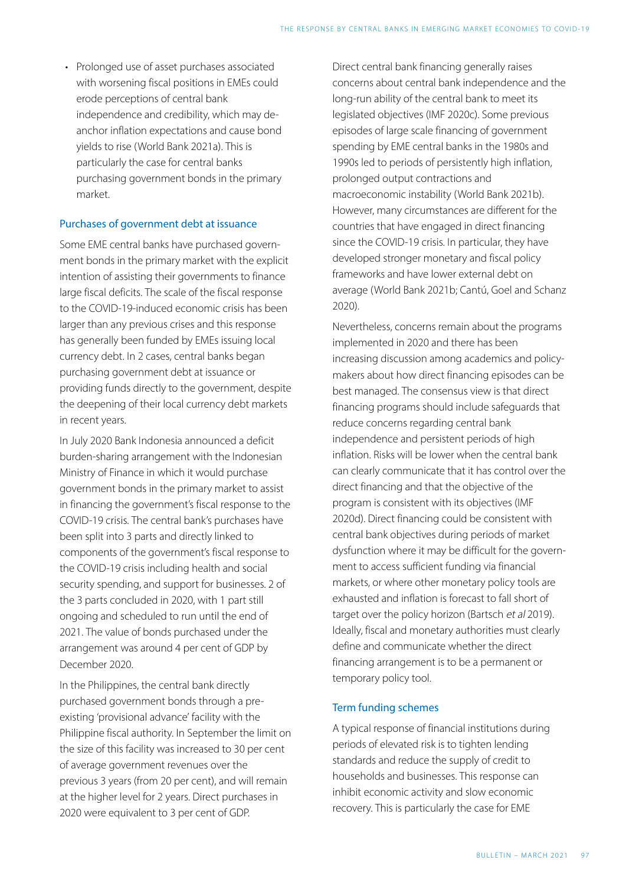- Prolonged use of asset purchases associated with worsening fiscal positions in EMEs could erode perceptions of central bank independence and credibility, which may de-anchor inflation expectations and cause bond yields to rise (World Bank 2021a). This is particularly the case for central banks purchasing government bonds in the primary market.

### Purchases of government debt at issuance

Some EME central banks have purchased government bonds in the primary market with the explicit intention of assisting their governments to finance large fiscal deficits. The scale of the fiscal response to the COVID-19-induced economic crisis has been larger than any previous crises and this response has generally been funded by EMEs issuing local currency debt. In 2 cases, central banks began purchasing government debt at issuance or providing funds directly to the government, despite the deepening of their local currency debt markets in recent years.

In July 2020 Bank Indonesia announced a deficit burden-sharing arrangement with the Indonesian Ministry of Finance in which it would purchase government bonds in the primary market to assist in financing the government's fiscal response to the COVID-19 crisis. The central bank's purchases have been split into 3 parts and directly linked to components of the government's fiscal response to the COVID-19 crisis including health and social security spending, and support for businesses. 2 of the 3 parts concluded in 2020, with 1 part still ongoing and scheduled to run until the end of 2021. The value of bonds purchased under the arrangement was around 4 per cent of GDP by December 2020.

In the Philippines, the central bank directly purchased government bonds through a pre-existing 'provisional advance' facility with the Philippine fiscal authority. In September the limit on the size of this facility was increased to 30 per cent of average government revenues over the previous 3 years (from 20 per cent), and will remain at the higher level for 2 years. Direct purchases in 2020 were equivalent to 3 per cent of GDP.

Direct central bank financing generally raises concerns about central bank independence and the long-run ability of the central bank to meet its legislated objectives (IMF 2020c). Some previous episodes of large scale financing of government spending by EME central banks in the 1980s and 1990s led to periods of persistently high inflation, prolonged output contractions and macroeconomic instability (World Bank 2021b). However, many circumstances are different for the countries that have engaged in direct financing since the COVID-19 crisis. In particular, they have developed stronger monetary and fiscal policy frameworks and have lower external debt on average (World Bank 2021b; Cantú, Goel and Schanz 2020).

Nevertheless, concerns remain about the programs implemented in 2020 and there has been increasing discussion among academics and policy-makers about how direct financing episodes can be best managed. The consensus view is that direct financing programs should include safeguards that reduce concerns regarding central bank independence and persistent periods of high inflation. Risks will be lower when the central bank can clearly communicate that it has control over the direct financing and that the objective of the program is consistent with its objectives (IMF 2020d). Direct financing could be consistent with central bank objectives during periods of market dysfunction where it may be difficult for the government to access sufficient funding via financial markets, or where other monetary policy tools are exhausted and inflation is forecast to fall short of target over the policy horizon (Bartsch *et al* 2019). Ideally, fiscal and monetary authorities must clearly define and communicate whether the direct financing arrangement is to be a permanent or temporary policy tool.

### Term funding schemes

A typical response of financial institutions during periods of elevated risk is to tighten lending standards and reduce the supply of credit to households and businesses. This response can inhibit economic activity and slow economic recovery. This is particularly the case for EME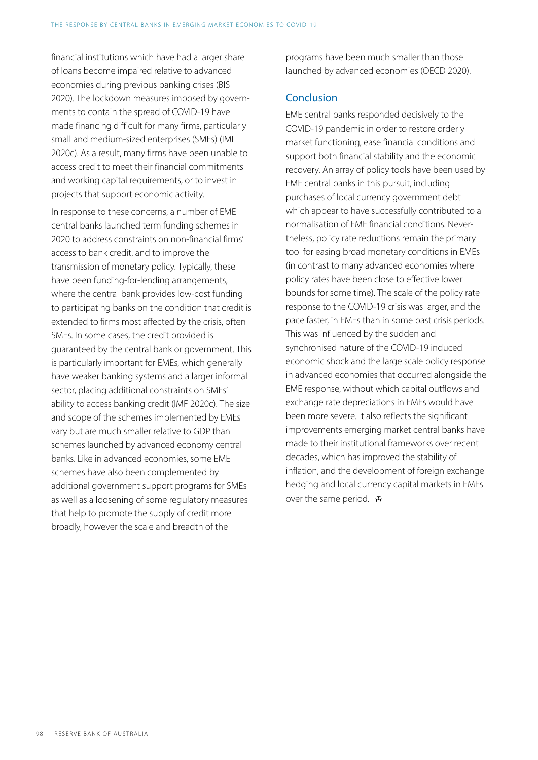financial institutions which have had a larger share of loans become impaired relative to advanced economies during previous banking crises (BIS 2020). The lockdown measures imposed by governments to contain the spread of COVID-19 have made financing difficult for many firms, particularly small and medium-sized enterprises (SMEs) (IMF 2020c). As a result, many firms have been unable to access credit to meet their financial commitments and working capital requirements, or to invest in projects that support economic activity.

In response to these concerns, a number of EME central banks launched term funding schemes in 2020 to address constraints on non-financial firms' access to bank credit, and to improve the transmission of monetary policy. Typically, these have been funding-for-lending arrangements, where the central bank provides low-cost funding to participating banks on the condition that credit is extended to firms most affected by the crisis, often SMEs. In some cases, the credit provided is guaranteed by the central bank or government. This is particularly important for EMEs, which generally have weaker banking systems and a larger informal sector, placing additional constraints on SMEs' ability to access banking credit (IMF 2020c). The size and scope of the schemes implemented by EMEs vary but are much smaller relative to GDP than schemes launched by advanced economy central banks. Like in advanced economies, some EME schemes have also been complemented by additional government support programs for SMEs as well as a loosening of some regulatory measures that help to promote the supply of credit more broadly, however the scale and breadth of the programs have been much smaller than those launched by advanced economies (OECD 2020).

## Conclusion

EME central banks responded decisively to the COVID-19 pandemic in order to restore orderly market functioning, ease financial conditions and support both financial stability and the economic recovery. An array of policy tools have been used by EME central banks in this pursuit, including purchases of local currency government debt which appear to have successfully contributed to a normalisation of EME financial conditions. Nevertheless, policy rate reductions remain the primary tool for easing broad monetary conditions in EMEs (in contrast to many advanced economies where policy rates have been close to effective lower bounds for some time). The scale of the policy rate response to the COVID-19 crisis was larger, and the pace faster, in EMEs than in some past crisis periods. This was influenced by the sudden and synchronised nature of the COVID-19 induced economic shock and the large scale policy response in advanced economies that occurred alongside the EME response, without which capital outflows and exchange rate depreciations in EMEs would have been more severe. It also reflects the significant improvements emerging market central banks have made to their institutional frameworks over recent decades, which has improved the stability of inflation, and the development of foreign exchange hedging and local currency capital markets in EMEs over the same period.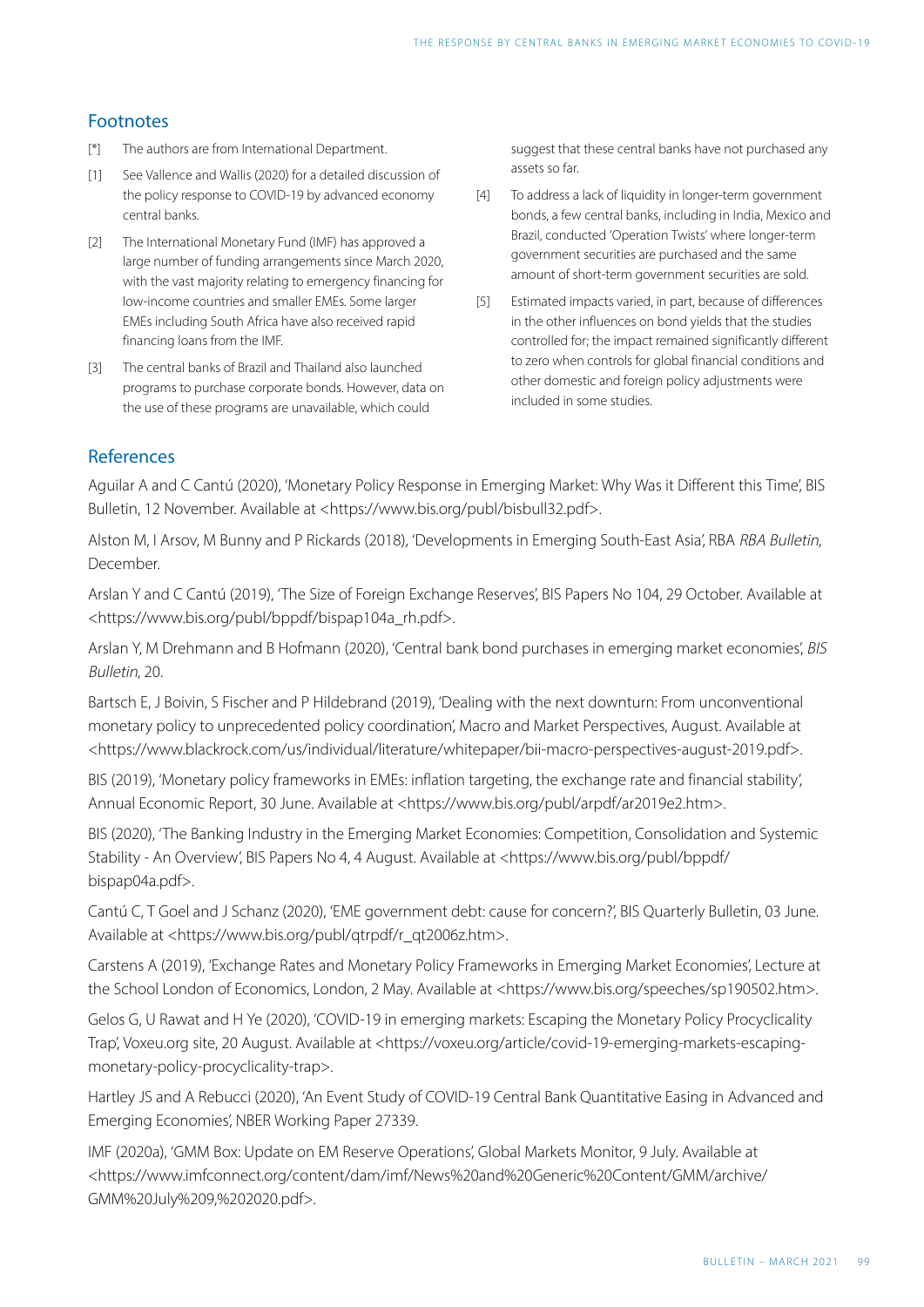## Footnotes

[*] The authors are from International Department.

[1] See Vallence and Wallis (2020) for a detailed discussion of the policy response to COVID-19 by advanced economy central banks.

[2] The International Monetary Fund (IMF) has approved a large number of funding arrangements since March 2020, with the vast majority relating to emergency financing for low-income countries and smaller EMEs. Some larger EMEs including South Africa have also received rapid financing loans from the IMF.

[3] The central banks of Brazil and Thailand also launched programs to purchase corporate bonds. However, data on the use of these programs are unavailable, which could suggest that these central banks have not purchased any assets so far.

[4] To address a lack of liquidity in longer-term government bonds, a few central banks, including in India, Mexico and Brazil, conducted 'Operation Twists' where longer-term government securities are purchased and the same amount of short-term government securities are sold.

[5] Estimated impacts varied, in part, because of differences in the other influences on bond yields that the studies controlled for; the impact remained significantly different to zero when controls for global financial conditions and other domestic and foreign policy adjustments were included in some studies.

## References

Aguilar A and C Cantú (2020), 'Monetary Policy Response in Emerging Market: Why Was it Different this Time', BIS Bulletin, 12 November. Available at <https://www.bis.org/publ/bisbull32.pdf>.

Alston M, I Arsov, M Bunny and P Rickards (2018), 'Developments in Emerging South-East Asia', RBA *RBA Bulletin*, December.

Arslan Y and C Cantú (2019), 'The Size of Foreign Exchange Reserves', BIS Papers No 104, 29 October. Available at <https://www.bis.org/publ/bppdf/bispap104a_rh.pdf>.

Arslan Y, M Drehmann and B Hofmann (2020), 'Central bank bond purchases in emerging market economies', *BIS Bulletin*, 20.

Bartsch E, J Boivin, S Fischer and P Hildebrand (2019), 'Dealing with the next downturn: From unconventional monetary policy to unprecedented policy coordination', Macro and Market Perspectives, August. Available at <https://www.blackrock.com/us/individual/literature/whitepaper/bii-macro-perspectives-august-2019.pdf>.

BIS (2019), 'Monetary policy frameworks in EMEs: inflation targeting, the exchange rate and financial stability', Annual Economic Report, 30 June. Available at <https://www.bis.org/publ/arpdf/ar2019e2.htm>.

BIS (2020), 'The Banking Industry in the Emerging Market Economies: Competition, Consolidation and Systemic Stability - An Overview', BIS Papers No 4, 4 August. Available at <https://www.bis.org/publ/bppdf/bispap04a.pdf>.

Cantú C, T Goel and J Schanz (2020), 'EME government debt: cause for concern?', BIS Quarterly Bulletin, 03 June. Available at <https://www.bis.org/publ/qtrpdf/r_qt2006z.htm>.

Carstens A (2019), 'Exchange Rates and Monetary Policy Frameworks in Emerging Market Economies', Lecture at the School London of Economics, London, 2 May. Available at <https://www.bis.org/speeches/sp190502.htm>.

Gelos G, U Rawat and H Ye (2020), 'COVID-19 in emerging markets: Escaping the Monetary Policy Procyclicality Trap', Voxeu.org site, 20 August. Available at <https://voxeu.org/article/covid-19-emerging-markets-escaping-monetary-policy-procyclicality-trap>.

Hartley JS and A Rebucci (2020), 'An Event Study of COVID-19 Central Bank Quantitative Easing in Advanced and Emerging Economies', NBER Working Paper 27339.

IMF (2020a), 'GMM Box: Update on EM Reserve Operations', Global Markets Monitor, 9 July. Available at <https://www.imfconnect.org/content/dam/imf/News%20and%20Generic%20Content/GMM/archive/GMM%20July%209,%202020.pdf>.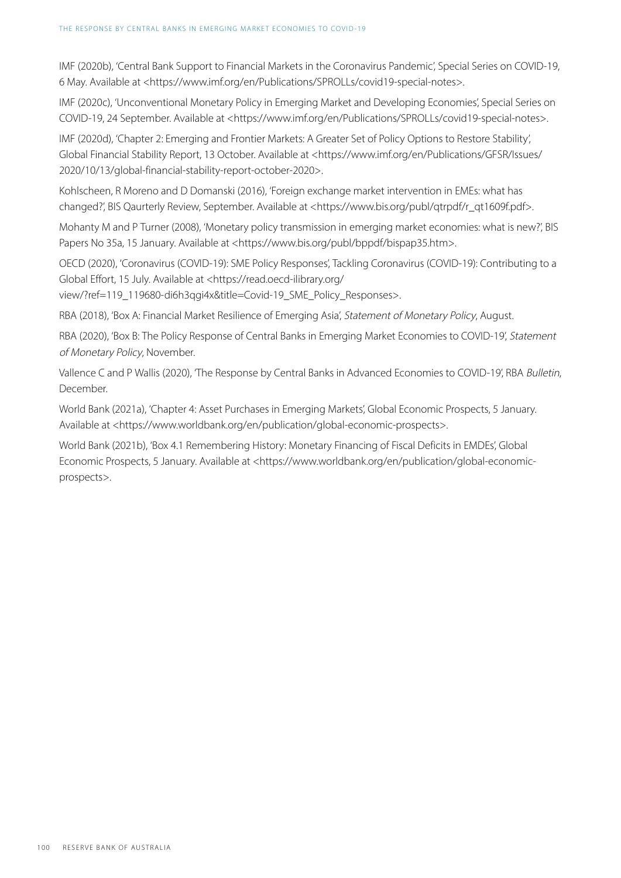IMF (2020b), 'Central Bank Support to Financial Markets in the Coronavirus Pandemic', Special Series on COVID-19, 6 May. Available at <https://www.imf.org/en/Publications/SPROLLs/covid19-special-notes>.

IMF (2020c), 'Unconventional Monetary Policy in Emerging Market and Developing Economies', Special Series on COVID-19, 24 September. Available at <https://www.imf.org/en/Publications/SPROLLs/covid19-special-notes>.

IMF (2020d), 'Chapter 2: Emerging and Frontier Markets: A Greater Set of Policy Options to Restore Stability', Global Financial Stability Report, 13 October. Available at <https://www.imf.org/en/Publications/GFSR/Issues/2020/10/13/global-financial-stability-report-october-2020>.

Kohlscheen, R Moreno and D Domanski (2016), 'Foreign exchange market intervention in EMEs: what has changed?', BIS Qaurterly Review, September. Available at <https://www.bis.org/publ/qtrpdf/r_qt1609f.pdf>.

Mohanty M and P Turner (2008), 'Monetary policy transmission in emerging market economies: what is new?', BIS Papers No 35a, 15 January. Available at <https://www.bis.org/publ/bppdf/bispap35.htm>.

OECD (2020), 'Coronavirus (COVID-19): SME Policy Responses', Tackling Coronavirus (COVID-19): Contributing to a Global Effort, 15 July. Available at <https://read.oecd-ilibrary.org/view/?ref=119_119680-di6h3qgi4x&title=Covid-19_SME_Policy_Responses>.

RBA (2018), 'Box A: Financial Market Resilience of Emerging Asia', *Statement of Monetary Policy*, August.

RBA (2020), 'Box B: The Policy Response of Central Banks in Emerging Market Economies to COVID-19', *Statement of Monetary Policy*, November.

Vallence C and P Wallis (2020), 'The Response by Central Banks in Advanced Economies to COVID-19', RBA *Bulletin*, December.

World Bank (2021a), 'Chapter 4: Asset Purchases in Emerging Markets', Global Economic Prospects, 5 January. Available at <https://www.worldbank.org/en/publication/global-economic-prospects>.

World Bank (2021b), 'Box 4.1 Remembering History: Monetary Financing of Fiscal Deficits in EMDEs', Global Economic Prospects, 5 January. Available at <https://www.worldbank.org/en/publication/global-economic-prospects>.